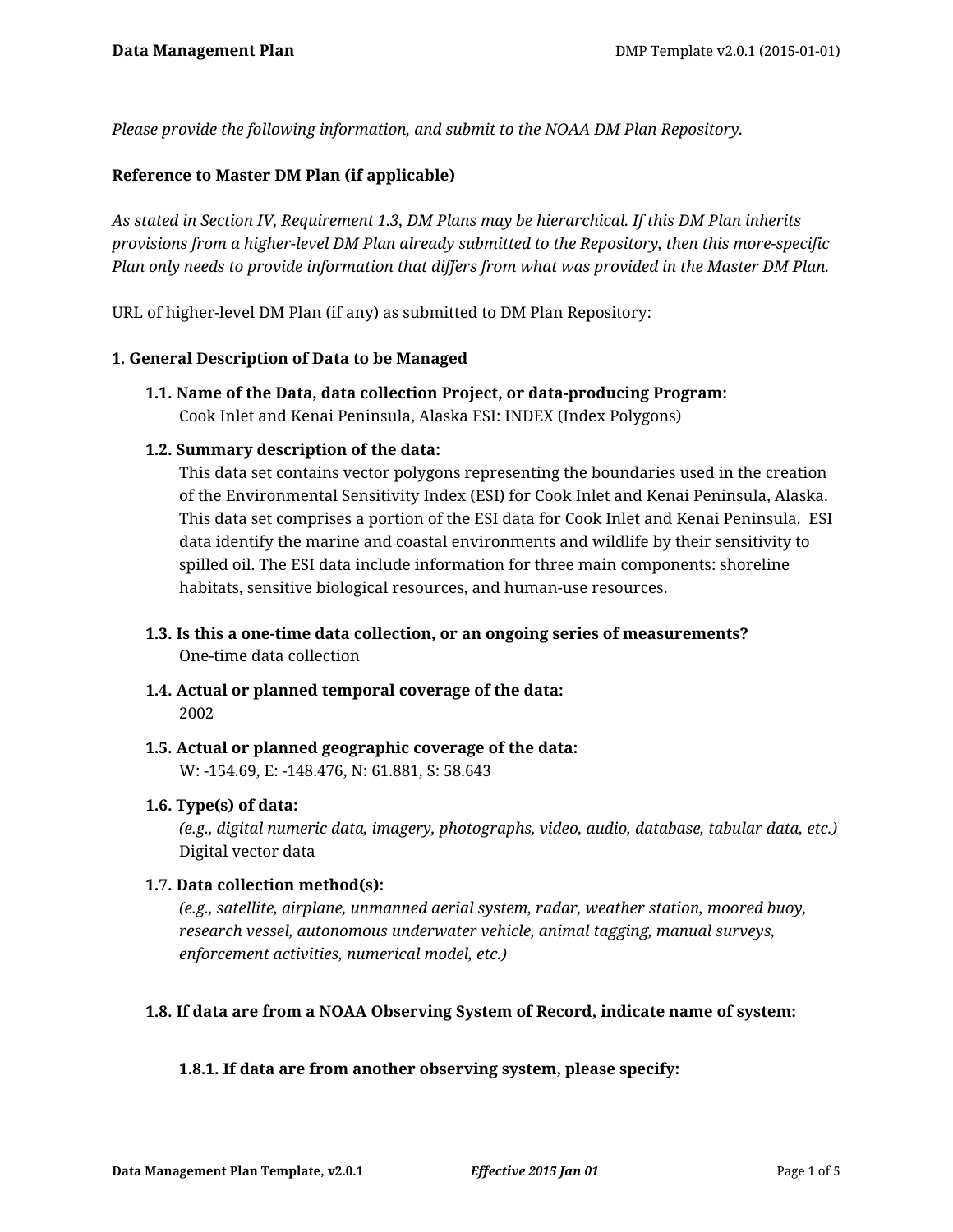*Please provide the following information, and submit to the NOAA DM Plan Repository.*

**Reference to Master DM Plan (if applicable)**

*As stated in Section IV, Requirement 1.3, DM Plans may be hierarchical. If this DM Plan inherits provisions from a higher-level DM Plan already submitted to the Repository, then this more-specific Plan only needs to provide information that differs from what was provided in the Master DM Plan.*

URL of higher-level DM Plan (if any) as submitted to DM Plan Repository:

**1. General Description of Data to be Managed**

**1.1. Name of the Data, data collection Project, or data-producing Program:**
Cook Inlet and Kenai Peninsula, Alaska ESI: INDEX (Index Polygons)

**1.2. Summary description of the data:**
This data set contains vector polygons representing the boundaries used in the creation of the Environmental Sensitivity Index (ESI) for Cook Inlet and Kenai Peninsula, Alaska. This data set comprises a portion of the ESI data for Cook Inlet and Kenai Peninsula. ESI data identify the marine and coastal environments and wildlife by their sensitivity to spilled oil. The ESI data include information for three main components: shoreline habitats, sensitive biological resources, and human-use resources.

**1.3. Is this a one-time data collection, or an ongoing series of measurements?**
One-time data collection

**1.4. Actual or planned temporal coverage of the data:**
2002

**1.5. Actual or planned geographic coverage of the data:**
W: -154.69, E: -148.476, N: 61.881, S: 58.643

**1.6. Type(s) of data:**
*(e.g., digital numeric data, imagery, photographs, video, audio, database, tabular data, etc.)*
Digital vector data

**1.7. Data collection method(s):**
*(e.g., satellite, airplane, unmanned aerial system, radar, weather station, moored buoy, research vessel, autonomous underwater vehicle, animal tagging, manual surveys, enforcement activities, numerical model, etc.)*

**1.8. If data are from a NOAA Observing System of Record, indicate name of system:**

**1.8.1. If data are from another observing system, please specify:**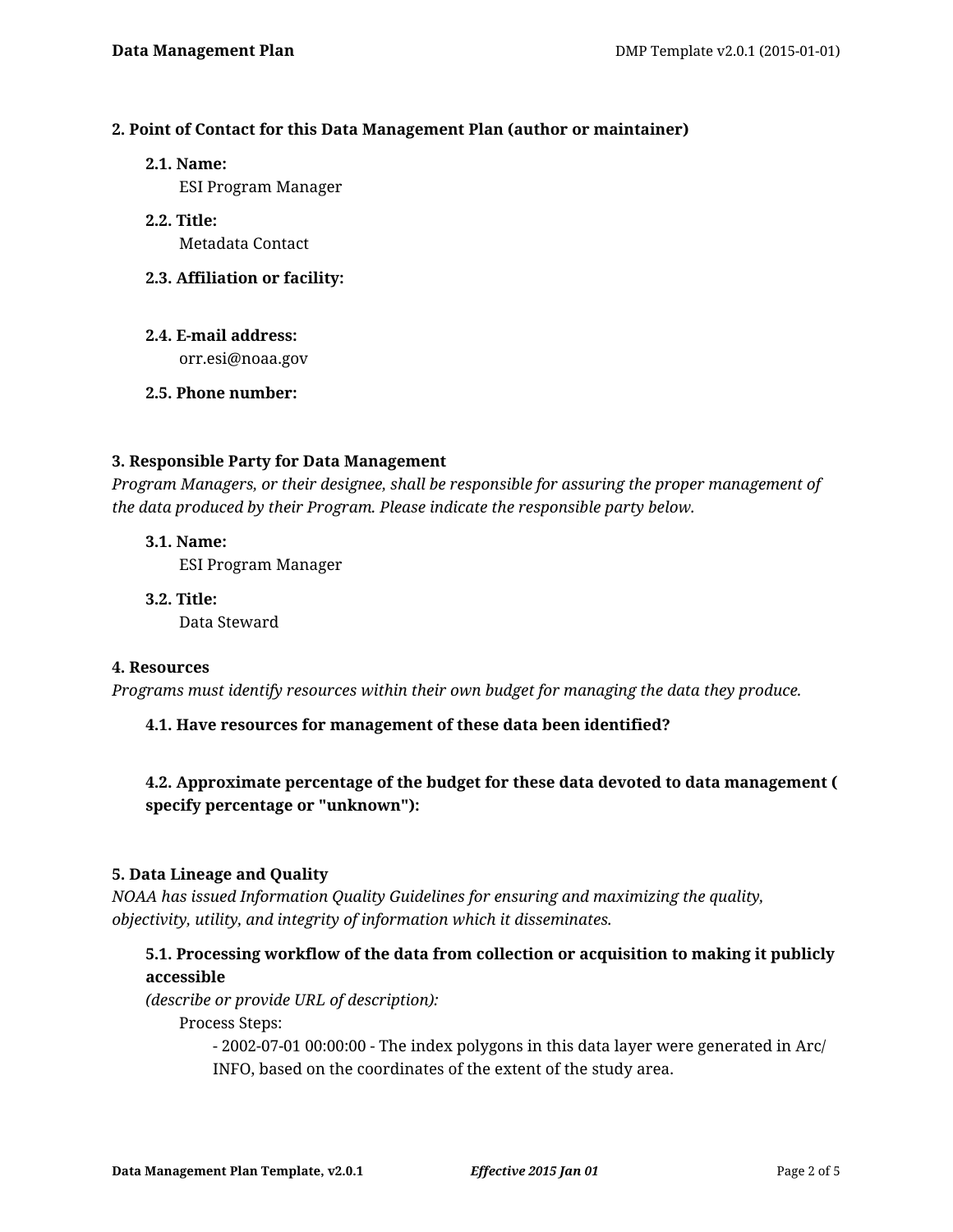### 2. Point of Contact for this Data Management Plan (author or maintainer)

**2.1. Name:**
ESI Program Manager

**2.2. Title:**
Metadata Contact

**2.3. Affiliation or facility:**

**2.4. E-mail address:**
orr.esi@noaa.gov

**2.5. Phone number:**

### 3. Responsible Party for Data Management

*Program Managers, or their designee, shall be responsible for assuring the proper management of the data produced by their Program. Please indicate the responsible party below.*

**3.1. Name:**
ESI Program Manager

**3.2. Title:**
Data Steward

### 4. Resources

*Programs must identify resources within their own budget for managing the data they produce.*

**4.1. Have resources for management of these data been identified?**

**4.2. Approximate percentage of the budget for these data devoted to data management ( specify percentage or "unknown"):**

### 5. Data Lineage and Quality

*NOAA has issued Information Quality Guidelines for ensuring and maximizing the quality, objectivity, utility, and integrity of information which it disseminates.*

**5.1. Processing workflow of the data from collection or acquisition to making it publicly accessible**
*(describe or provide URL of description):*

Process Steps:

- 2002-07-01 00:00:00 - The index polygons in this data layer were generated in Arc/INFO, based on the coordinates of the extent of the study area.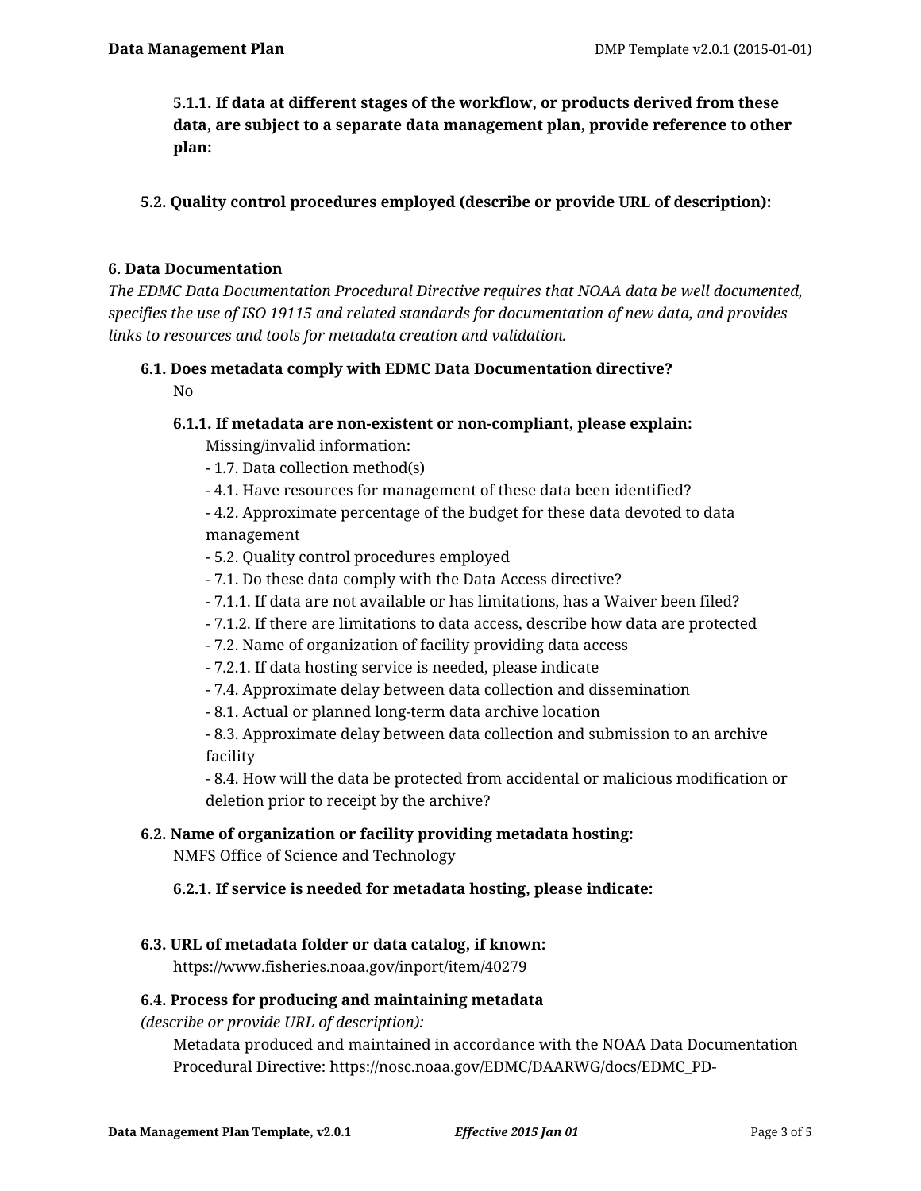**5.1.1. If data at different stages of the workflow, or products derived from these data, are subject to a separate data management plan, provide reference to other plan:**

**5.2. Quality control procedures employed (describe or provide URL of description):**

### 6. Data Documentation

*The EDMC Data Documentation Procedural Directive requires that NOAA data be well documented, specifies the use of ISO 19115 and related standards for documentation of new data, and provides links to resources and tools for metadata creation and validation.*

**6.1. Does metadata comply with EDMC Data Documentation directive?**

No

**6.1.1. If metadata are non-existent or non-compliant, please explain:**

Missing/invalid information:
- 1.7. Data collection method(s)
- 4.1. Have resources for management of these data been identified?
- 4.2. Approximate percentage of the budget for these data devoted to data management
- 5.2. Quality control procedures employed
- 7.1. Do these data comply with the Data Access directive?
- 7.1.1. If data are not available or has limitations, has a Waiver been filed?
- 7.1.2. If there are limitations to data access, describe how data are protected
- 7.2. Name of organization of facility providing data access
- 7.2.1. If data hosting service is needed, please indicate
- 7.4. Approximate delay between data collection and dissemination
- 8.1. Actual or planned long-term data archive location
- 8.3. Approximate delay between data collection and submission to an archive facility
- 8.4. How will the data be protected from accidental or malicious modification or deletion prior to receipt by the archive?

**6.2. Name of organization or facility providing metadata hosting:**

NMFS Office of Science and Technology

**6.2.1. If service is needed for metadata hosting, please indicate:**

**6.3. URL of metadata folder or data catalog, if known:**

https://www.fisheries.noaa.gov/inport/item/40279

**6.4. Process for producing and maintaining metadata**
*(describe or provide URL of description):*

Metadata produced and maintained in accordance with the NOAA Data Documentation Procedural Directive: https://nosc.noaa.gov/EDMC/DAARWG/docs/EDMC_PD-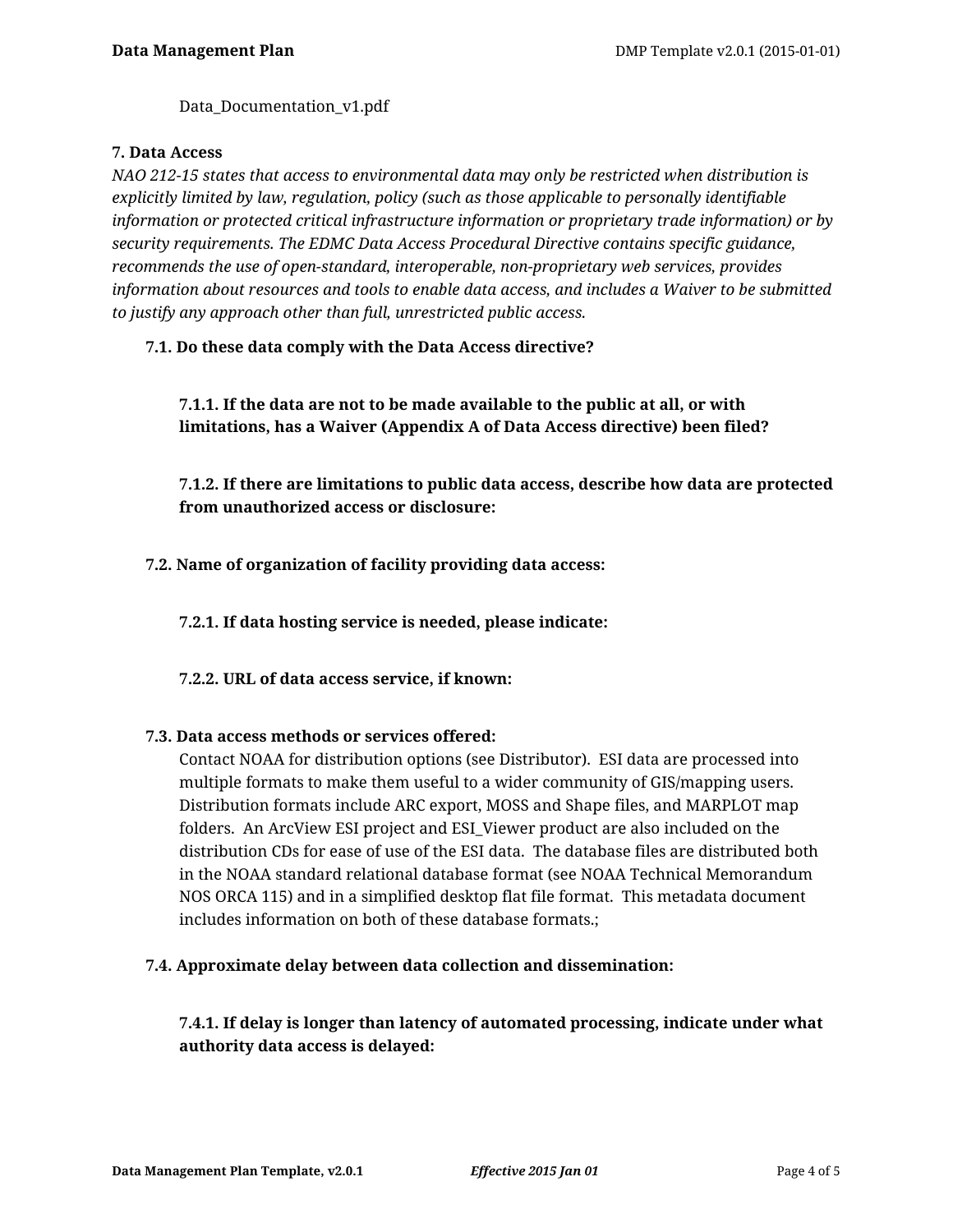Data_Documentation_v1.pdf

**7. Data Access**

*NAO 212-15 states that access to environmental data may only be restricted when distribution is explicitly limited by law, regulation, policy (such as those applicable to personally identifiable information or protected critical infrastructure information or proprietary trade information) or by security requirements. The EDMC Data Access Procedural Directive contains specific guidance, recommends the use of open-standard, interoperable, non-proprietary web services, provides information about resources and tools to enable data access, and includes a Waiver to be submitted to justify any approach other than full, unrestricted public access.*

**7.1. Do these data comply with the Data Access directive?**

**7.1.1. If the data are not to be made available to the public at all, or with limitations, has a Waiver (Appendix A of Data Access directive) been filed?**

**7.1.2. If there are limitations to public data access, describe how data are protected from unauthorized access or disclosure:**

**7.2. Name of organization of facility providing data access:**

**7.2.1. If data hosting service is needed, please indicate:**

**7.2.2. URL of data access service, if known:**

**7.3. Data access methods or services offered:**

Contact NOAA for distribution options (see Distributor). ESI data are processed into multiple formats to make them useful to a wider community of GIS/mapping users. Distribution formats include ARC export, MOSS and Shape files, and MARPLOT map folders. An ArcView ESI project and ESI_Viewer product are also included on the distribution CDs for ease of use of the ESI data. The database files are distributed both in the NOAA standard relational database format (see NOAA Technical Memorandum NOS ORCA 115) and in a simplified desktop flat file format. This metadata document includes information on both of these database formats.;

**7.4. Approximate delay between data collection and dissemination:**

**7.4.1. If delay is longer than latency of automated processing, indicate under what authority data access is delayed:**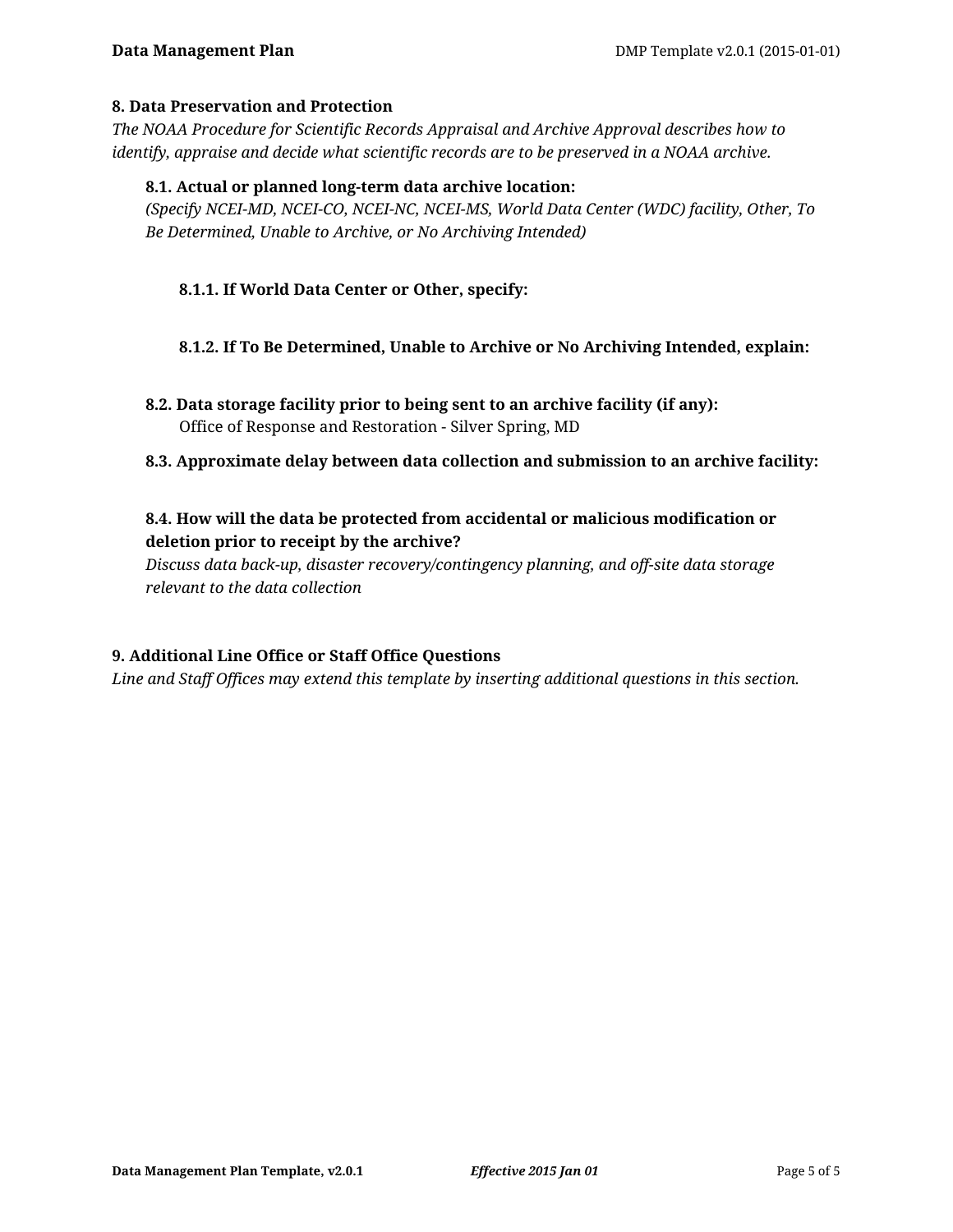## 8. Data Preservation and Protection

*The NOAA Procedure for Scientific Records Appraisal and Archive Approval describes how to identify, appraise and decide what scientific records are to be preserved in a NOAA archive.*

### 8.1. Actual or planned long-term data archive location:

*(Specify NCEI-MD, NCEI-CO, NCEI-NC, NCEI-MS, World Data Center (WDC) facility, Other, To Be Determined, Unable to Archive, or No Archiving Intended)*

#### 8.1.1. If World Data Center or Other, specify:

#### 8.1.2. If To Be Determined, Unable to Archive or No Archiving Intended, explain:

### 8.2. Data storage facility prior to being sent to an archive facility (if any):

Office of Response and Restoration - Silver Spring, MD

### 8.3. Approximate delay between data collection and submission to an archive facility:

### 8.4. How will the data be protected from accidental or malicious modification or deletion prior to receipt by the archive?

*Discuss data back-up, disaster recovery/contingency planning, and off-site data storage relevant to the data collection*

## 9. Additional Line Office or Staff Office Questions

*Line and Staff Offices may extend this template by inserting additional questions in this section.*